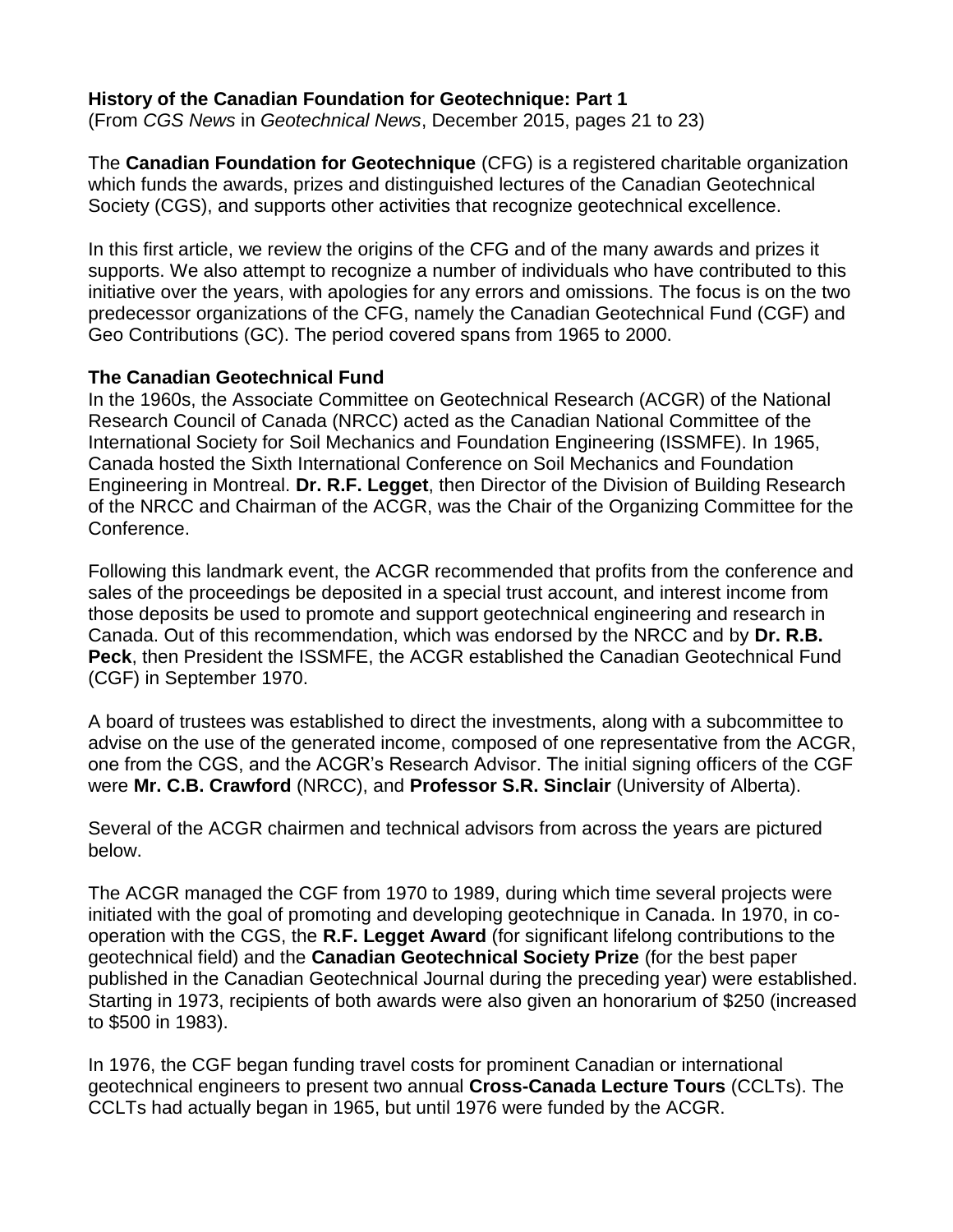**History of the Canadian Foundation for Geotechnique: Part 1**
(From *CGS News* in *Geotechnical News*, December 2015, pages 21 to 23)

The **Canadian Foundation for Geotechnique** (CFG) is a registered charitable organization which funds the awards, prizes and distinguished lectures of the Canadian Geotechnical Society (CGS), and supports other activities that recognize geotechnical excellence.

In this first article, we review the origins of the CFG and of the many awards and prizes it supports. We also attempt to recognize a number of individuals who have contributed to this initiative over the years, with apologies for any errors and omissions. The focus is on the two predecessor organizations of the CFG, namely the Canadian Geotechnical Fund (CGF) and Geo Contributions (GC). The period covered spans from 1965 to 2000.

**The Canadian Geotechnical Fund**
In the 1960s, the Associate Committee on Geotechnical Research (ACGR) of the National Research Council of Canada (NRCC) acted as the Canadian National Committee of the International Society for Soil Mechanics and Foundation Engineering (ISSMFE). In 1965, Canada hosted the Sixth International Conference on Soil Mechanics and Foundation Engineering in Montreal. **Dr. R.F. Legget**, then Director of the Division of Building Research of the NRCC and Chairman of the ACGR, was the Chair of the Organizing Committee for the Conference.

Following this landmark event, the ACGR recommended that profits from the conference and sales of the proceedings be deposited in a special trust account, and interest income from those deposits be used to promote and support geotechnical engineering and research in Canada. Out of this recommendation, which was endorsed by the NRCC and by **Dr. R.B. Peck**, then President the ISSMFE, the ACGR established the Canadian Geotechnical Fund (CGF) in September 1970.

A board of trustees was established to direct the investments, along with a subcommittee to advise on the use of the generated income, composed of one representative from the ACGR, one from the CGS, and the ACGR's Research Advisor. The initial signing officers of the CGF were **Mr. C.B. Crawford** (NRCC), and **Professor S.R. Sinclair** (University of Alberta).

Several of the ACGR chairmen and technical advisors from across the years are pictured below.

The ACGR managed the CGF from 1970 to 1989, during which time several projects were initiated with the goal of promoting and developing geotechnique in Canada. In 1970, in co-operation with the CGS, the **R.F. Legget Award** (for significant lifelong contributions to the geotechnical field) and the **Canadian Geotechnical Society Prize** (for the best paper published in the Canadian Geotechnical Journal during the preceding year) were established. Starting in 1973, recipients of both awards were also given an honorarium of $250 (increased to $500 in 1983).

In 1976, the CGF began funding travel costs for prominent Canadian or international geotechnical engineers to present two annual **Cross-Canada Lecture Tours** (CCLTs). The CCLTs had actually began in 1965, but until 1976 were funded by the ACGR.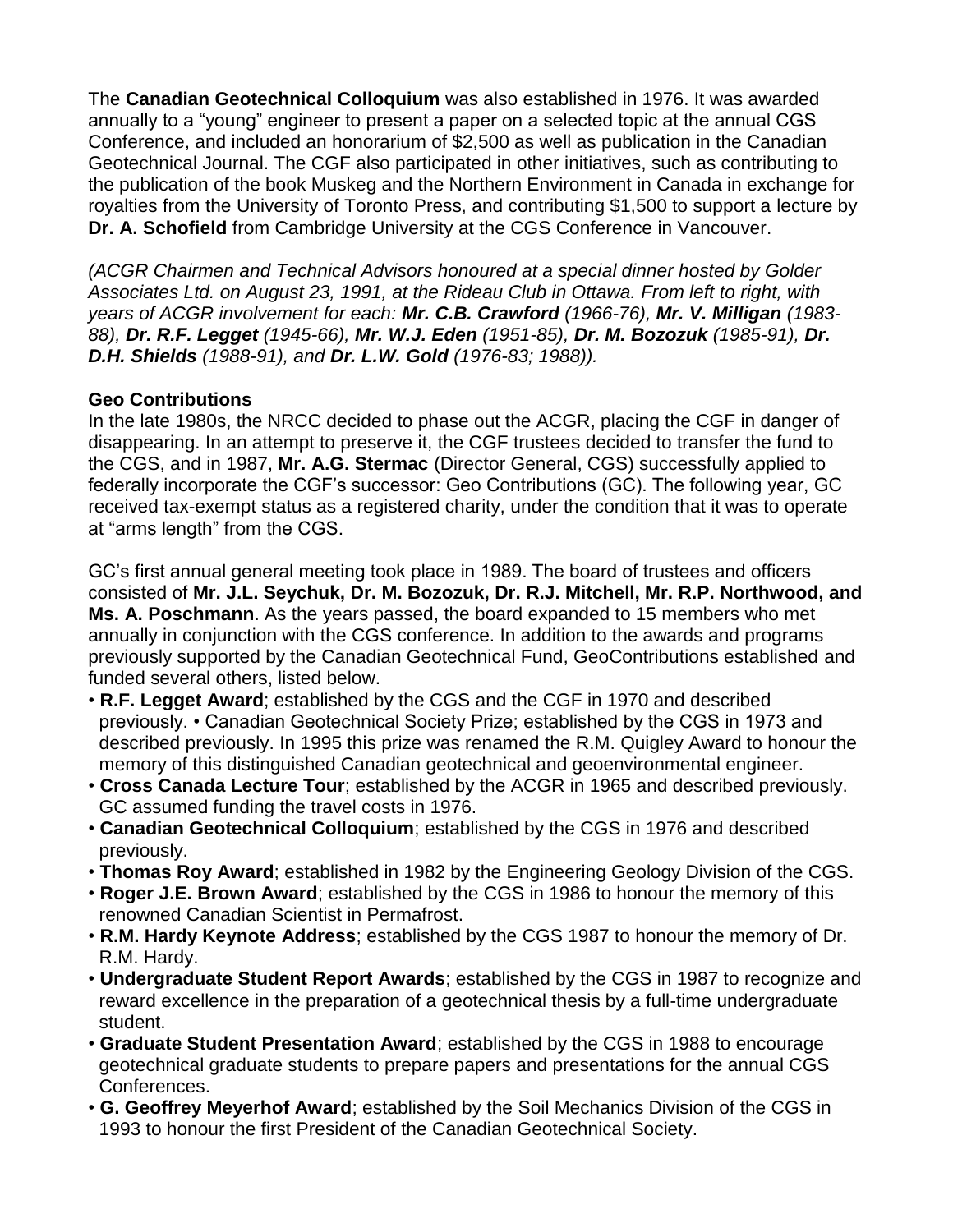The **Canadian Geotechnical Colloquium** was also established in 1976. It was awarded annually to a "young" engineer to present a paper on a selected topic at the annual CGS Conference, and included an honorarium of $2,500 as well as publication in the Canadian Geotechnical Journal. The CGF also participated in other initiatives, such as contributing to the publication of the book Muskeg and the Northern Environment in Canada in exchange for royalties from the University of Toronto Press, and contributing $1,500 to support a lecture by **Dr. A. Schofield** from Cambridge University at the CGS Conference in Vancouver.

*(ACGR Chairmen and Technical Advisors honoured at a special dinner hosted by Golder Associates Ltd. on August 23, 1991, at the Rideau Club in Ottawa. From left to right, with years of ACGR involvement for each:* ***Mr. C.B. Crawford*** *(1966-76),* ***Mr. V. Milligan*** *(1983-88),* ***Dr. R.F. Legget*** *(1945-66),* ***Mr. W.J. Eden*** *(1951-85),* ***Dr. M. Bozozuk*** *(1985-91),* ***Dr. D.H. Shields*** *(1988-91), and* ***Dr. L.W. Gold*** *(1976-83; 1988)).*

**Geo Contributions**

In the late 1980s, the NRCC decided to phase out the ACGR, placing the CGF in danger of disappearing. In an attempt to preserve it, the CGF trustees decided to transfer the fund to the CGS, and in 1987, **Mr. A.G. Stermac** (Director General, CGS) successfully applied to federally incorporate the CGF's successor: Geo Contributions (GC). The following year, GC received tax-exempt status as a registered charity, under the condition that it was to operate at "arms length" from the CGS.

GC's first annual general meeting took place in 1989. The board of trustees and officers consisted of **Mr. J.L. Seychuk, Dr. M. Bozozuk, Dr. R.J. Mitchell, Mr. R.P. Northwood, and Ms. A. Poschmann**. As the years passed, the board expanded to 15 members who met annually in conjunction with the CGS conference. In addition to the awards and programs previously supported by the Canadian Geotechnical Fund, GeoContributions established and funded several others, listed below.

- **R.F. Legget Award**; established by the CGS and the CGF in 1970 and described previously. • Canadian Geotechnical Society Prize; established by the CGS in 1973 and described previously. In 1995 this prize was renamed the R.M. Quigley Award to honour the memory of this distinguished Canadian geotechnical and geoenvironmental engineer.
- **Cross Canada Lecture Tour**; established by the ACGR in 1965 and described previously. GC assumed funding the travel costs in 1976.
- **Canadian Geotechnical Colloquium**; established by the CGS in 1976 and described previously.
- **Thomas Roy Award**; established in 1982 by the Engineering Geology Division of the CGS.
- **Roger J.E. Brown Award**; established by the CGS in 1986 to honour the memory of this renowned Canadian Scientist in Permafrost.
- **R.M. Hardy Keynote Address**; established by the CGS 1987 to honour the memory of Dr. R.M. Hardy.
- **Undergraduate Student Report Awards**; established by the CGS in 1987 to recognize and reward excellence in the preparation of a geotechnical thesis by a full-time undergraduate student.
- **Graduate Student Presentation Award**; established by the CGS in 1988 to encourage geotechnical graduate students to prepare papers and presentations for the annual CGS Conferences.
- **G. Geoffrey Meyerhof Award**; established by the Soil Mechanics Division of the CGS in 1993 to honour the first President of the Canadian Geotechnical Society.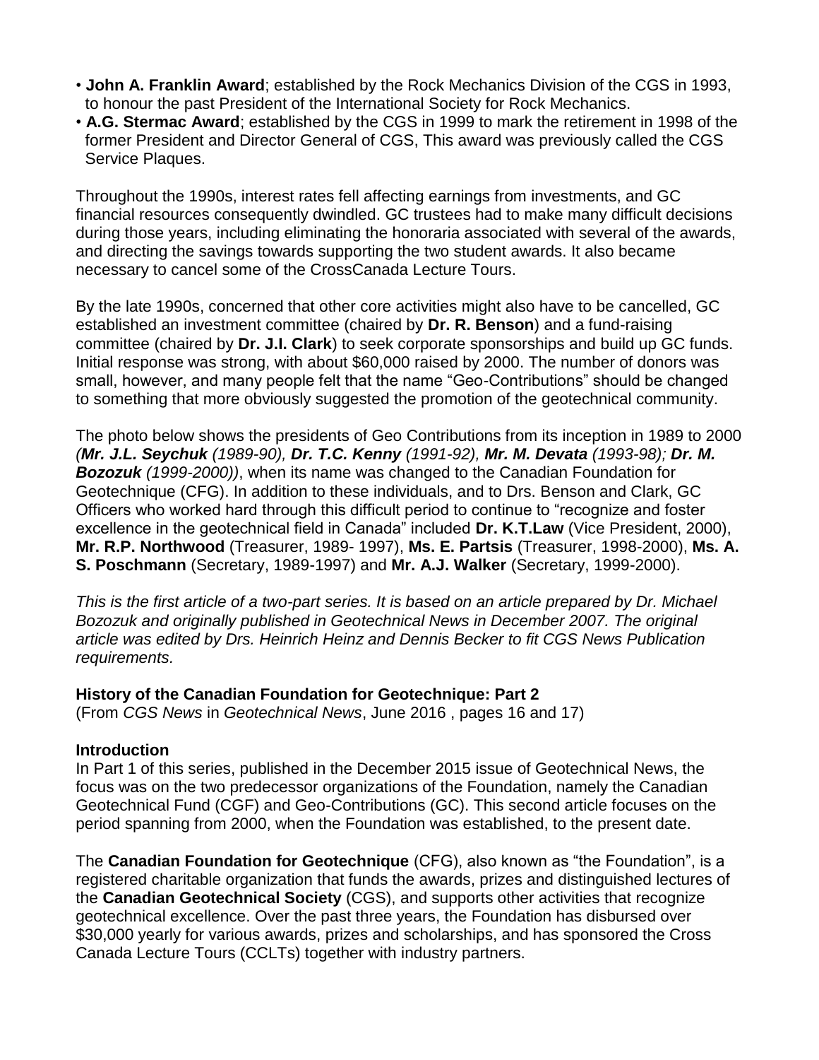- **John A. Franklin Award**; established by the Rock Mechanics Division of the CGS in 1993, to honour the past President of the International Society for Rock Mechanics.
- **A.G. Stermac Award**; established by the CGS in 1999 to mark the retirement in 1998 of the former President and Director General of CGS, This award was previously called the CGS Service Plaques.

Throughout the 1990s, interest rates fell affecting earnings from investments, and GC financial resources consequently dwindled. GC trustees had to make many difficult decisions during those years, including eliminating the honoraria associated with several of the awards, and directing the savings towards supporting the two student awards. It also became necessary to cancel some of the CrossCanada Lecture Tours.

By the late 1990s, concerned that other core activities might also have to be cancelled, GC established an investment committee (chaired by **Dr. R. Benson**) and a fund-raising committee (chaired by **Dr. J.I. Clark**) to seek corporate sponsorships and build up GC funds. Initial response was strong, with about $60,000 raised by 2000. The number of donors was small, however, and many people felt that the name "Geo-Contributions" should be changed to something that more obviously suggested the promotion of the geotechnical community.

The photo below shows the presidents of Geo Contributions from its inception in 1989 to 2000 *(**Mr. J.L. Seychuk** (1989-90), **Dr. T.C. Kenny** (1991-92), **Mr. M. Devata** (1993-98); **Dr. M. Bozozuk** (1999-2000))*, when its name was changed to the Canadian Foundation for Geotechnique (CFG). In addition to these individuals, and to Drs. Benson and Clark, GC Officers who worked hard through this difficult period to continue to "recognize and foster excellence in the geotechnical field in Canada" included **Dr. K.T.Law** (Vice President, 2000), **Mr. R.P. Northwood** (Treasurer, 1989- 1997), **Ms. E. Partsis** (Treasurer, 1998-2000), **Ms. A. S. Poschmann** (Secretary, 1989-1997) and **Mr. A.J. Walker** (Secretary, 1999-2000).

*This is the first article of a two-part series. It is based on an article prepared by Dr. Michael Bozozuk and originally published in Geotechnical News in December 2007. The original article was edited by Drs. Heinrich Heinz and Dennis Becker to fit CGS News Publication requirements.*

**History of the Canadian Foundation for Geotechnique: Part 2**
(From *CGS News* in *Geotechnical News*, June 2016 , pages 16 and 17)

**Introduction**
In Part 1 of this series, published in the December 2015 issue of Geotechnical News, the focus was on the two predecessor organizations of the Foundation, namely the Canadian Geotechnical Fund (CGF) and Geo-Contributions (GC). This second article focuses on the period spanning from 2000, when the Foundation was established, to the present date.

The **Canadian Foundation for Geotechnique** (CFG), also known as "the Foundation", is a registered charitable organization that funds the awards, prizes and distinguished lectures of the **Canadian Geotechnical Society** (CGS), and supports other activities that recognize geotechnical excellence. Over the past three years, the Foundation has disbursed over $30,000 yearly for various awards, prizes and scholarships, and has sponsored the Cross Canada Lecture Tours (CCLTs) together with industry partners.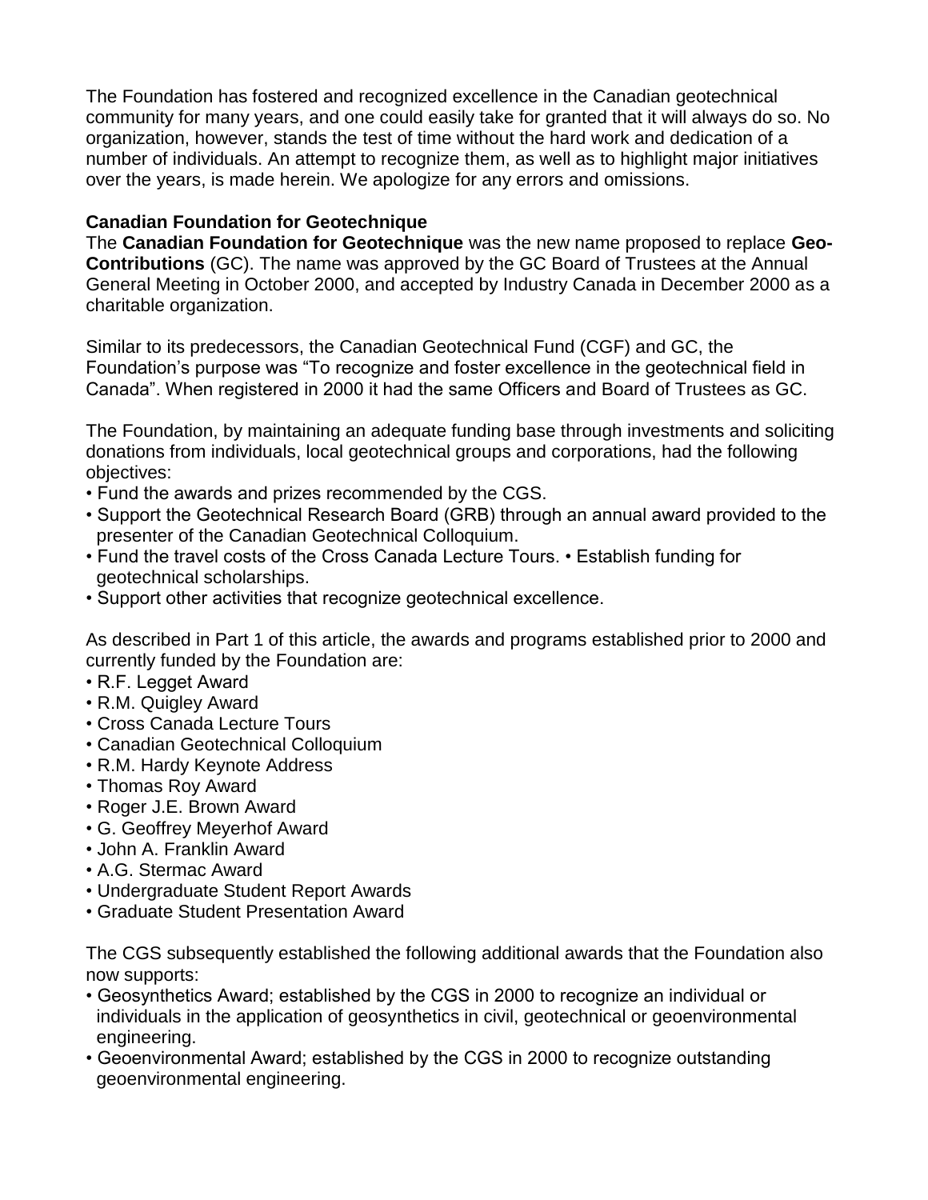The Foundation has fostered and recognized excellence in the Canadian geotechnical community for many years, and one could easily take for granted that it will always do so. No organization, however, stands the test of time without the hard work and dedication of a number of individuals. An attempt to recognize them, as well as to highlight major initiatives over the years, is made herein. We apologize for any errors and omissions.

**Canadian Foundation for Geotechnique**

The **Canadian Foundation for Geotechnique** was the new name proposed to replace **Geo-Contributions** (GC). The name was approved by the GC Board of Trustees at the Annual General Meeting in October 2000, and accepted by Industry Canada in December 2000 as a charitable organization.

Similar to its predecessors, the Canadian Geotechnical Fund (CGF) and GC, the Foundation's purpose was "To recognize and foster excellence in the geotechnical field in Canada". When registered in 2000 it had the same Officers and Board of Trustees as GC.

The Foundation, by maintaining an adequate funding base through investments and soliciting donations from individuals, local geotechnical groups and corporations, had the following objectives:

- Fund the awards and prizes recommended by the CGS.
- Support the Geotechnical Research Board (GRB) through an annual award provided to the presenter of the Canadian Geotechnical Colloquium.
- Fund the travel costs of the Cross Canada Lecture Tours.
- Establish funding for geotechnical scholarships.
- Support other activities that recognize geotechnical excellence.

As described in Part 1 of this article, the awards and programs established prior to 2000 and currently funded by the Foundation are:

- R.F. Legget Award
- R.M. Quigley Award
- Cross Canada Lecture Tours
- Canadian Geotechnical Colloquium
- R.M. Hardy Keynote Address
- Thomas Roy Award
- Roger J.E. Brown Award
- G. Geoffrey Meyerhof Award
- John A. Franklin Award
- A.G. Stermac Award
- Undergraduate Student Report Awards
- Graduate Student Presentation Award

The CGS subsequently established the following additional awards that the Foundation also now supports:

- Geosynthetics Award; established by the CGS in 2000 to recognize an individual or individuals in the application of geosynthetics in civil, geotechnical or geoenvironmental engineering.
- Geoenvironmental Award; established by the CGS in 2000 to recognize outstanding geoenvironmental engineering.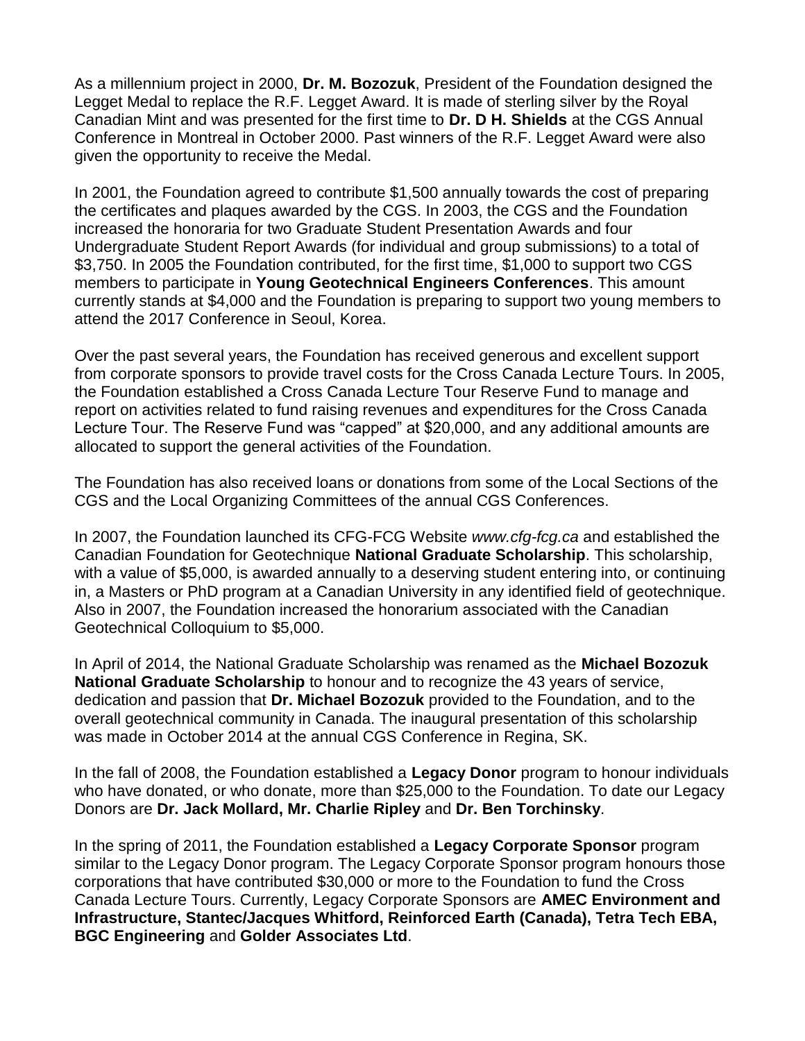As a millennium project in 2000, **Dr. M. Bozozuk**, President of the Foundation designed the Legget Medal to replace the R.F. Legget Award. It is made of sterling silver by the Royal Canadian Mint and was presented for the first time to **Dr. D H. Shields** at the CGS Annual Conference in Montreal in October 2000. Past winners of the R.F. Legget Award were also given the opportunity to receive the Medal.

In 2001, the Foundation agreed to contribute $1,500 annually towards the cost of preparing the certificates and plaques awarded by the CGS. In 2003, the CGS and the Foundation increased the honoraria for two Graduate Student Presentation Awards and four Undergraduate Student Report Awards (for individual and group submissions) to a total of $3,750. In 2005 the Foundation contributed, for the first time, $1,000 to support two CGS members to participate in **Young Geotechnical Engineers Conferences**. This amount currently stands at $4,000 and the Foundation is preparing to support two young members to attend the 2017 Conference in Seoul, Korea.

Over the past several years, the Foundation has received generous and excellent support from corporate sponsors to provide travel costs for the Cross Canada Lecture Tours. In 2005, the Foundation established a Cross Canada Lecture Tour Reserve Fund to manage and report on activities related to fund raising revenues and expenditures for the Cross Canada Lecture Tour. The Reserve Fund was "capped" at $20,000, and any additional amounts are allocated to support the general activities of the Foundation.

The Foundation has also received loans or donations from some of the Local Sections of the CGS and the Local Organizing Committees of the annual CGS Conferences.

In 2007, the Foundation launched its CFG-FCG Website *www.cfg-fcg.ca* and established the Canadian Foundation for Geotechnique **National Graduate Scholarship**. This scholarship, with a value of $5,000, is awarded annually to a deserving student entering into, or continuing in, a Masters or PhD program at a Canadian University in any identified field of geotechnique. Also in 2007, the Foundation increased the honorarium associated with the Canadian Geotechnical Colloquium to $5,000.

In April of 2014, the National Graduate Scholarship was renamed as the **Michael Bozozuk National Graduate Scholarship** to honour and to recognize the 43 years of service, dedication and passion that **Dr. Michael Bozozuk** provided to the Foundation, and to the overall geotechnical community in Canada. The inaugural presentation of this scholarship was made in October 2014 at the annual CGS Conference in Regina, SK.

In the fall of 2008, the Foundation established a **Legacy Donor** program to honour individuals who have donated, or who donate, more than $25,000 to the Foundation. To date our Legacy Donors are **Dr. Jack Mollard, Mr. Charlie Ripley** and **Dr. Ben Torchinsky**.

In the spring of 2011, the Foundation established a **Legacy Corporate Sponsor** program similar to the Legacy Donor program. The Legacy Corporate Sponsor program honours those corporations that have contributed $30,000 or more to the Foundation to fund the Cross Canada Lecture Tours. Currently, Legacy Corporate Sponsors are **AMEC Environment and Infrastructure, Stantec/Jacques Whitford, Reinforced Earth (Canada), Tetra Tech EBA, BGC Engineering** and **Golder Associates Ltd**.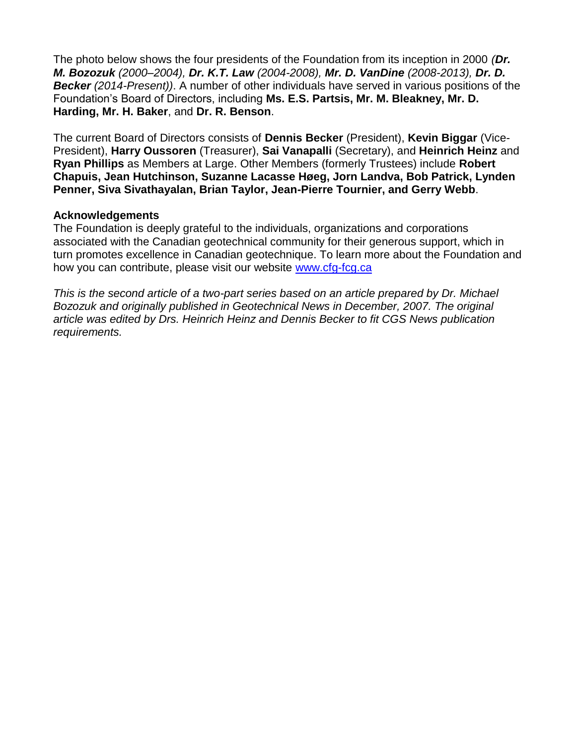The photo below shows the four presidents of the Foundation from its inception in 2000 *(**Dr. M. Bozozuk** (2000–2004), **Dr. K.T. Law** (2004-2008), **Mr. D. VanDine** (2008-2013), **Dr. D. Becker** (2014-Present))*. A number of other individuals have served in various positions of the Foundation's Board of Directors, including **Ms. E.S. Partsis, Mr. M. Bleakney, Mr. D. Harding, Mr. H. Baker**, and **Dr. R. Benson**.

The current Board of Directors consists of **Dennis Becker** (President), **Kevin Biggar** (Vice-President), **Harry Oussoren** (Treasurer), **Sai Vanapalli** (Secretary), and **Heinrich Heinz** and **Ryan Phillips** as Members at Large. Other Members (formerly Trustees) include **Robert Chapuis, Jean Hutchinson, Suzanne Lacasse Høeg, Jorn Landva, Bob Patrick, Lynden Penner, Siva Sivathayalan, Brian Taylor, Jean-Pierre Tournier, and Gerry Webb**.

**Acknowledgements**

The Foundation is deeply grateful to the individuals, organizations and corporations associated with the Canadian geotechnical community for their generous support, which in turn promotes excellence in Canadian geotechnique. To learn more about the Foundation and how you can contribute, please visit our website www.cfg-fcg.ca

*This is the second article of a two-part series based on an article prepared by Dr. Michael Bozozuk and originally published in Geotechnical News in December, 2007. The original article was edited by Drs. Heinrich Heinz and Dennis Becker to fit CGS News publication requirements.*